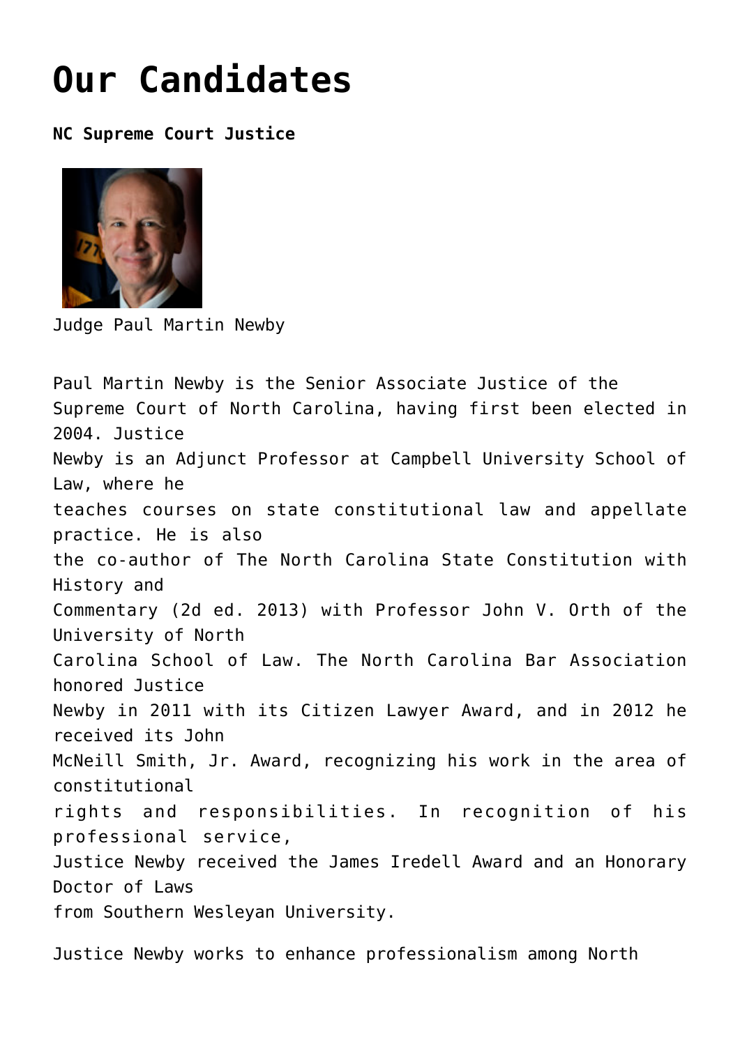# Our Candidates

**NC Supreme Court Justice**

Judge Paul Martin Newby

Paul Martin Newby is the Senior Associate Justice of the Supreme Court of North Carolina, having first been elected in 2004. Justice Newby is an Adjunct Professor at Campbell University School of Law, where he teaches courses on state constitutional law and appellate practice. He is also the co-author of The North Carolina State Constitution with History and Commentary (2d ed. 2013) with Professor John V. Orth of the University of North Carolina School of Law. The North Carolina Bar Association honored Justice Newby in 2011 with its Citizen Lawyer Award, and in 2012 he received its John McNeill Smith, Jr. Award, recognizing his work in the area of constitutional rights and responsibilities. In recognition of his professional service, Justice Newby received the James Iredell Award and an Honorary Doctor of Laws from Southern Wesleyan University.

Justice Newby works to enhance professionalism among North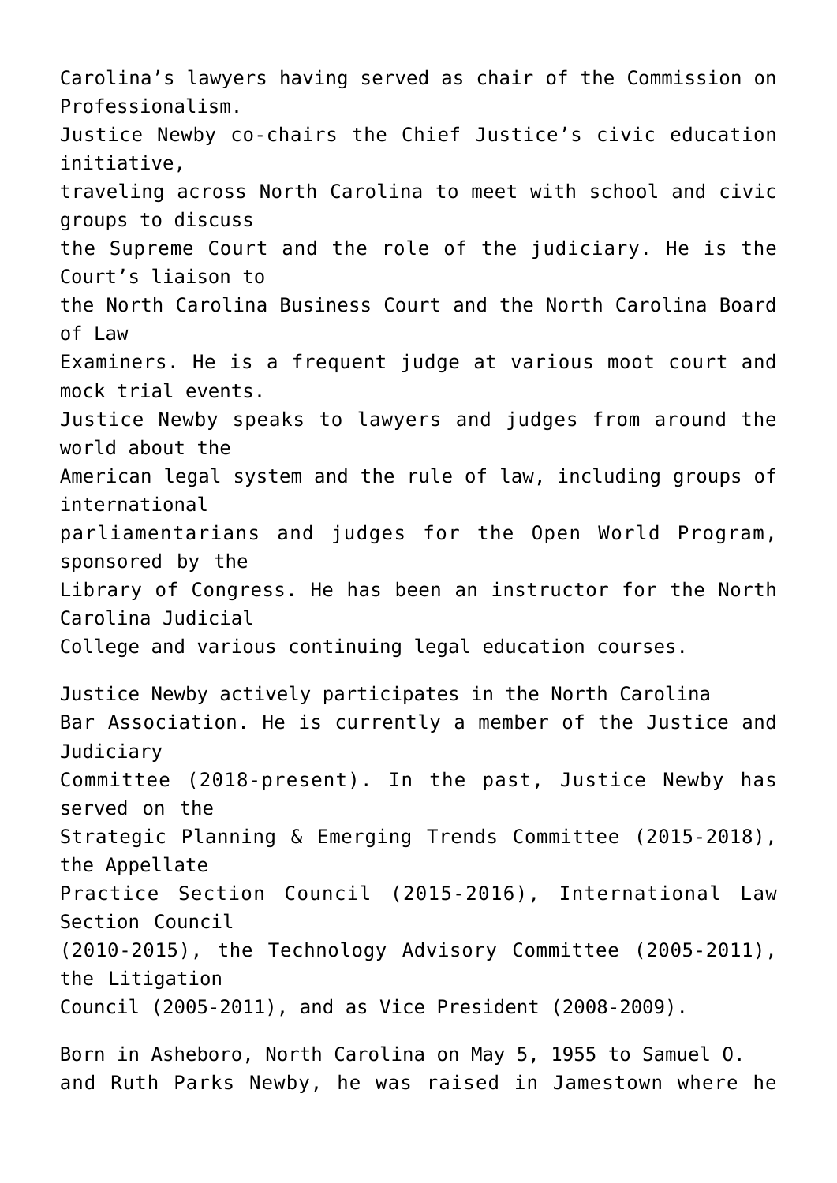Carolina's lawyers having served as chair of the Commission on Professionalism.

Justice Newby co-chairs the Chief Justice's civic education initiative, traveling across North Carolina to meet with school and civic groups to discuss the Supreme Court and the role of the judiciary. He is the Court's liaison to the North Carolina Business Court and the North Carolina Board of Law Examiners. He is a frequent judge at various moot court and mock trial events.

Justice Newby speaks to lawyers and judges from around the world about the American legal system and the rule of law, including groups of international parliamentarians and judges for the Open World Program, sponsored by the Library of Congress. He has been an instructor for the North Carolina Judicial College and various continuing legal education courses.

Justice Newby actively participates in the North Carolina Bar Association. He is currently a member of the Justice and Judiciary Committee (2018-present). In the past, Justice Newby has served on the Strategic Planning & Emerging Trends Committee (2015-2018), the Appellate Practice Section Council (2015-2016), International Law Section Council (2010-2015), the Technology Advisory Committee (2005-2011), the Litigation Council (2005-2011), and as Vice President (2008-2009).

Born in Asheboro, North Carolina on May 5, 1955 to Samuel O. and Ruth Parks Newby, he was raised in Jamestown where he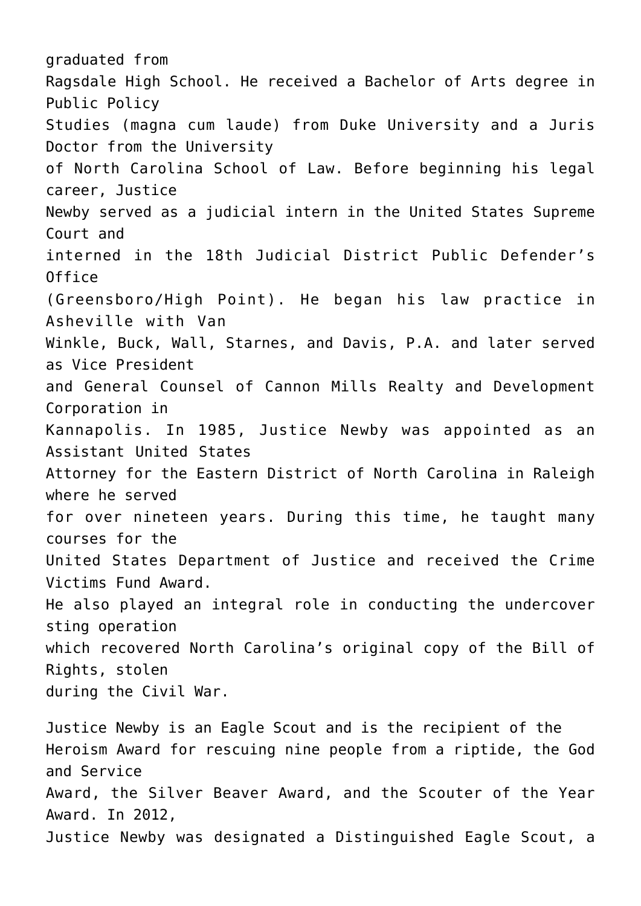graduated from Ragsdale High School. He received a Bachelor of Arts degree in Public Policy Studies (magna cum laude) from Duke University and a Juris Doctor from the University of North Carolina School of Law. Before beginning his legal career, Justice Newby served as a judicial intern in the United States Supreme Court and interned in the 18th Judicial District Public Defender's Office (Greensboro/High Point). He began his law practice in Asheville with Van Winkle, Buck, Wall, Starnes, and Davis, P.A. and later served as Vice President and General Counsel of Cannon Mills Realty and Development Corporation in Kannapolis. In 1985, Justice Newby was appointed as an Assistant United States Attorney for the Eastern District of North Carolina in Raleigh where he served for over nineteen years. During this time, he taught many courses for the United States Department of Justice and received the Crime Victims Fund Award. He also played an integral role in conducting the undercover sting operation which recovered North Carolina's original copy of the Bill of Rights, stolen during the Civil War.

Justice Newby is an Eagle Scout and is the recipient of the Heroism Award for rescuing nine people from a riptide, the God and Service Award, the Silver Beaver Award, and the Scouter of the Year Award. In 2012, Justice Newby was designated a Distinguished Eagle Scout, a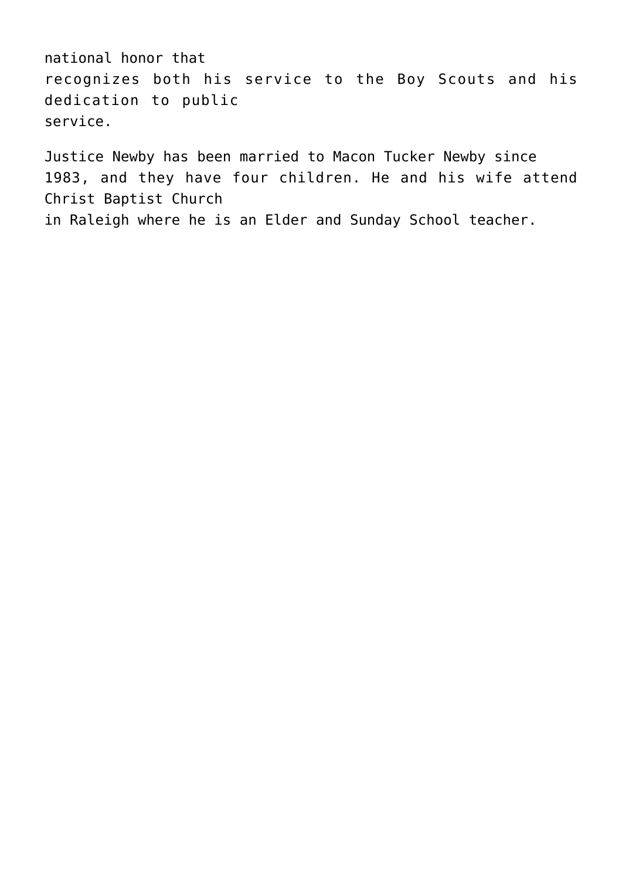national honor that recognizes both his service to the Boy Scouts and his dedication to public service.

Justice Newby has been married to Macon Tucker Newby since 1983, and they have four children. He and his wife attend Christ Baptist Church in Raleigh where he is an Elder and Sunday School teacher.